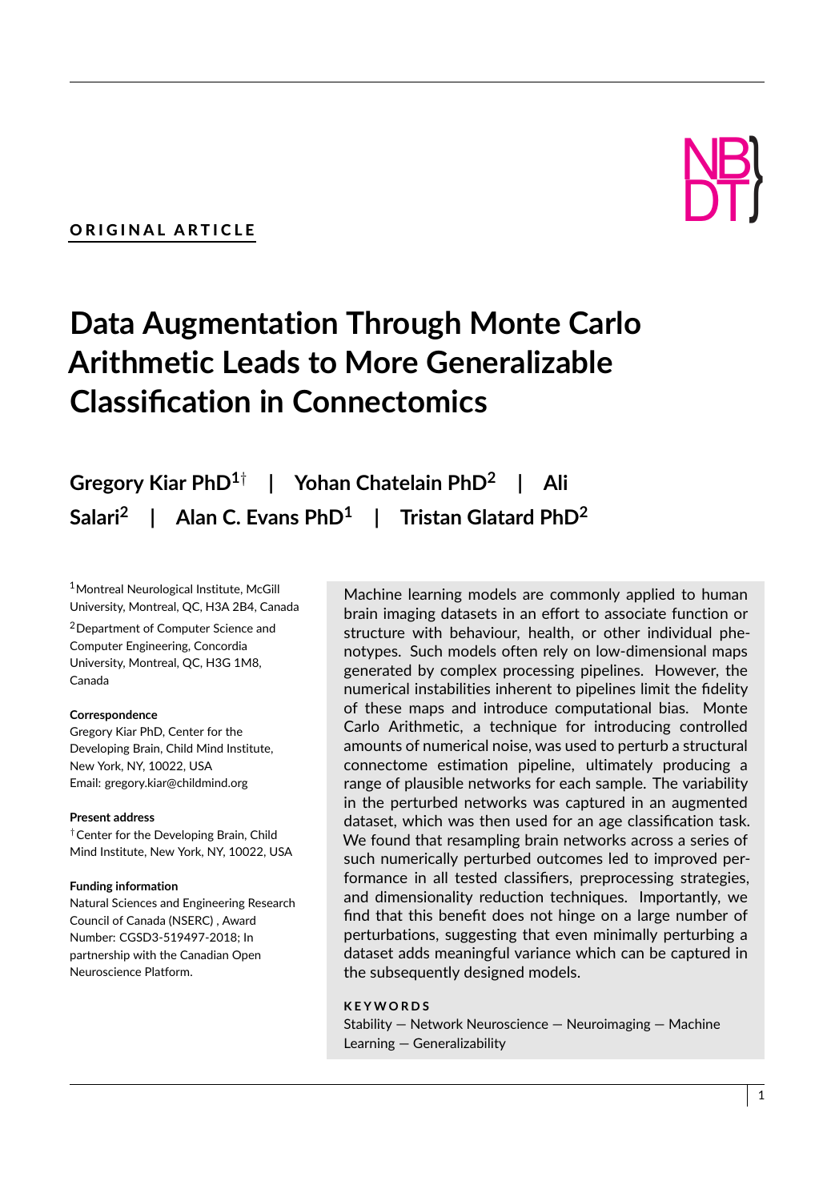**ORIGINAL ARTICLE**

# Data Augmentation Through Monte Carlo Arithmetic Leads to More Generalizable Classification in Connectomics

**Gregory Kiar PhD[1]†** | **Yohan Chatelain PhD[2]** | **Ali Salari[2]** | **Alan C. Evans PhD[1]** | **Tristan Glatard PhD[2]**

[1]Montreal Neurological Institute, McGill University, Montreal, QC, H3A 2B4, Canada

[2]Department of Computer Science and Computer Engineering, Concordia University, Montreal, QC, H3G 1M8, Canada

**Correspondence**
Gregory Kiar PhD, Center for the Developing Brain, Child Mind Institute, New York, NY, 10022, USA
Email: gregory.kiar@childmind.org

**Present address**
†Center for the Developing Brain, Child Mind Institute, New York, NY, 10022, USA

**Funding information**
Natural Sciences and Engineering Research Council of Canada (NSERC) , Award Number: CGSD3-519497-2018; In partnership with the Canadian Open Neuroscience Platform.

Machine learning models are commonly applied to human brain imaging datasets in an effort to associate function or structure with behaviour, health, or other individual phenotypes. Such models often rely on low-dimensional maps generated by complex processing pipelines. However, the numerical instabilities inherent to pipelines limit the fidelity of these maps and introduce computational bias. Monte Carlo Arithmetic, a technique for introducing controlled amounts of numerical noise, was used to perturb a structural connectome estimation pipeline, ultimately producing a range of plausible networks for each sample. The variability in the perturbed networks was captured in an augmented dataset, which was then used for an age classification task. We found that resampling brain networks across a series of such numerically perturbed outcomes led to improved performance in all tested classifiers, preprocessing strategies, and dimensionality reduction techniques. Importantly, we find that this benefit does not hinge on a large number of perturbations, suggesting that even minimally perturbing a dataset adds meaningful variance which can be captured in the subsequently designed models.

**KEYWORDS**

Stability — Network Neuroscience — Neuroimaging — Machine Learning — Generalizability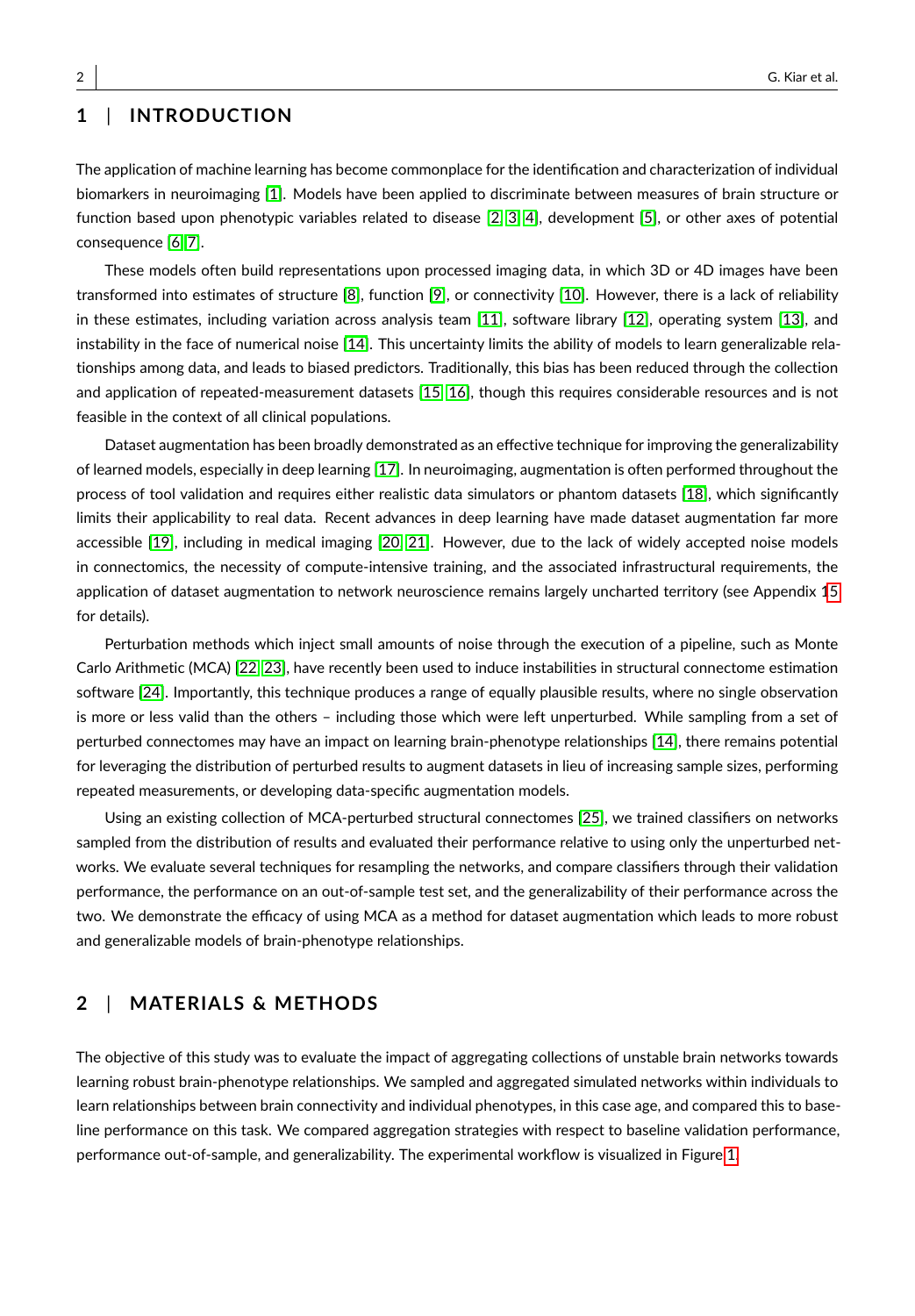## 1 | INTRODUCTION

The application of machine learning has become commonplace for the identification and characterization of individual biomarkers in neuroimaging [1]. Models have been applied to discriminate between measures of brain structure or function based upon phenotypic variables related to disease [2, 3, 4], development [5], or other axes of potential consequence [6, 7].

These models often build representations upon processed imaging data, in which 3D or 4D images have been transformed into estimates of structure [8], function [9], or connectivity [10]. However, there is a lack of reliability in these estimates, including variation across analysis team [11], software library [12], operating system [13], and instability in the face of numerical noise [14]. This uncertainty limits the ability of models to learn generalizable relationships among data, and leads to biased predictors. Traditionally, this bias has been reduced through the collection and application of repeated-measurement datasets [15, 16], though this requires considerable resources and is not feasible in the context of all clinical populations.

Dataset augmentation has been broadly demonstrated as an effective technique for improving the generalizability of learned models, especially in deep learning [17]. In neuroimaging, augmentation is often performed throughout the process of tool validation and requires either realistic data simulators or phantom datasets [18], which significantly limits their applicability to real data. Recent advances in deep learning have made dataset augmentation far more accessible [19], including in medical imaging [20, 21]. However, due to the lack of widely accepted noise models in connectomics, the necessity of compute-intensive training, and the associated infrastructural requirements, the application of dataset augmentation to network neuroscience remains largely uncharted territory (see Appendix 15 for details).

Perturbation methods which inject small amounts of noise through the execution of a pipeline, such as Monte Carlo Arithmetic (MCA) [22, 23], have recently been used to induce instabilities in structural connectome estimation software [24]. Importantly, this technique produces a range of equally plausible results, where no single observation is more or less valid than the others – including those which were left unperturbed. While sampling from a set of perturbed connectomes may have an impact on learning brain-phenotype relationships [14], there remains potential for leveraging the distribution of perturbed results to augment datasets in lieu of increasing sample sizes, performing repeated measurements, or developing data-specific augmentation models.

Using an existing collection of MCA-perturbed structural connectomes [25], we trained classifiers on networks sampled from the distribution of results and evaluated their performance relative to using only the unperturbed networks. We evaluate several techniques for resampling the networks, and compare classifiers through their validation performance, the performance on an out-of-sample test set, and the generalizability of their performance across the two. We demonstrate the efficacy of using MCA as a method for dataset augmentation which leads to more robust and generalizable models of brain-phenotype relationships.

## 2 | MATERIALS & METHODS

The objective of this study was to evaluate the impact of aggregating collections of unstable brain networks towards learning robust brain-phenotype relationships. We sampled and aggregated simulated networks within individuals to learn relationships between brain connectivity and individual phenotypes, in this case age, and compared this to baseline performance on this task. We compared aggregation strategies with respect to baseline validation performance, performance out-of-sample, and generalizability. The experimental workflow is visualized in Figure 1.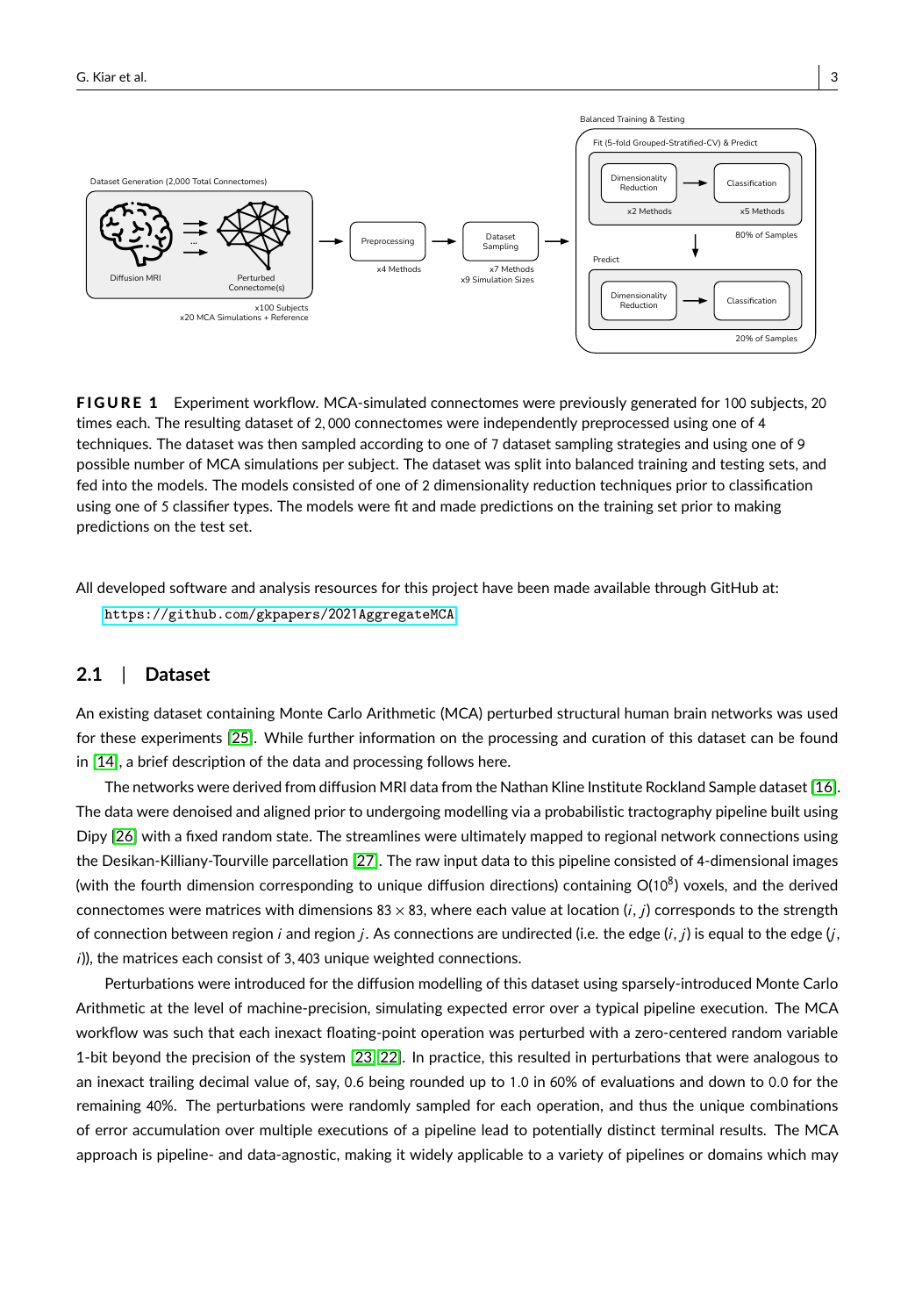**FIGURE 1** Experiment workflow. MCA-simulated connectomes were previously generated for 100 subjects, 20 times each. The resulting dataset of 2,000 connectomes were independently preprocessed using one of 4 techniques. The dataset was then sampled according to one of 7 dataset sampling strategies and using one of 9 possible number of MCA simulations per subject. The dataset was split into balanced training and testing sets, and fed into the models. The models consisted of one of 2 dimensionality reduction techniques prior to classification using one of 5 classifier types. The models were fit and made predictions on the training set prior to making predictions on the test set.

All developed software and analysis resources for this project have been made available through GitHub at:

https://github.com/gkpapers/2021AggregateMCA

## 2.1 | Dataset

An existing dataset containing Monte Carlo Arithmetic (MCA) perturbed structural human brain networks was used for these experiments [25]. While further information on the processing and curation of this dataset can be found in [14], a brief description of the data and processing follows here.

The networks were derived from diffusion MRI data from the Nathan Kline Institute Rockland Sample dataset [16]. The data were denoised and aligned prior to undergoing modelling via a probabilistic tractography pipeline built using Dipy [26] with a fixed random state. The streamlines were ultimately mapped to regional network connections using the Desikan-Killiany-Tourville parcellation [27]. The raw input data to this pipeline consisted of 4-dimensional images (with the fourth dimension corresponding to unique diffusion directions) containing $O(10^8)$ voxels, and the derived connectomes were matrices with dimensions $83 \times 83$, where each value at location $(i, j)$ corresponds to the strength of connection between region $i$ and region $j$. As connections are undirected (i.e. the edge $(i, j)$ is equal to the edge $(j, i)$), the matrices each consist of 3,403 unique weighted connections.

Perturbations were introduced for the diffusion modelling of this dataset using sparsely-introduced Monte Carlo Arithmetic at the level of machine-precision, simulating expected error over a typical pipeline execution. The MCA workflow was such that each inexact floating-point operation was perturbed with a zero-centered random variable 1-bit beyond the precision of the system [23, 22]. In practice, this resulted in perturbations that were analogous to an inexact trailing decimal value of, say, 0.6 being rounded up to 1.0 in 60% of evaluations and down to 0.0 for the remaining 40%. The perturbations were randomly sampled for each operation, and thus the unique combinations of error accumulation over multiple executions of a pipeline lead to potentially distinct terminal results. The MCA approach is pipeline- and data-agnostic, making it widely applicable to a variety of pipelines or domains which may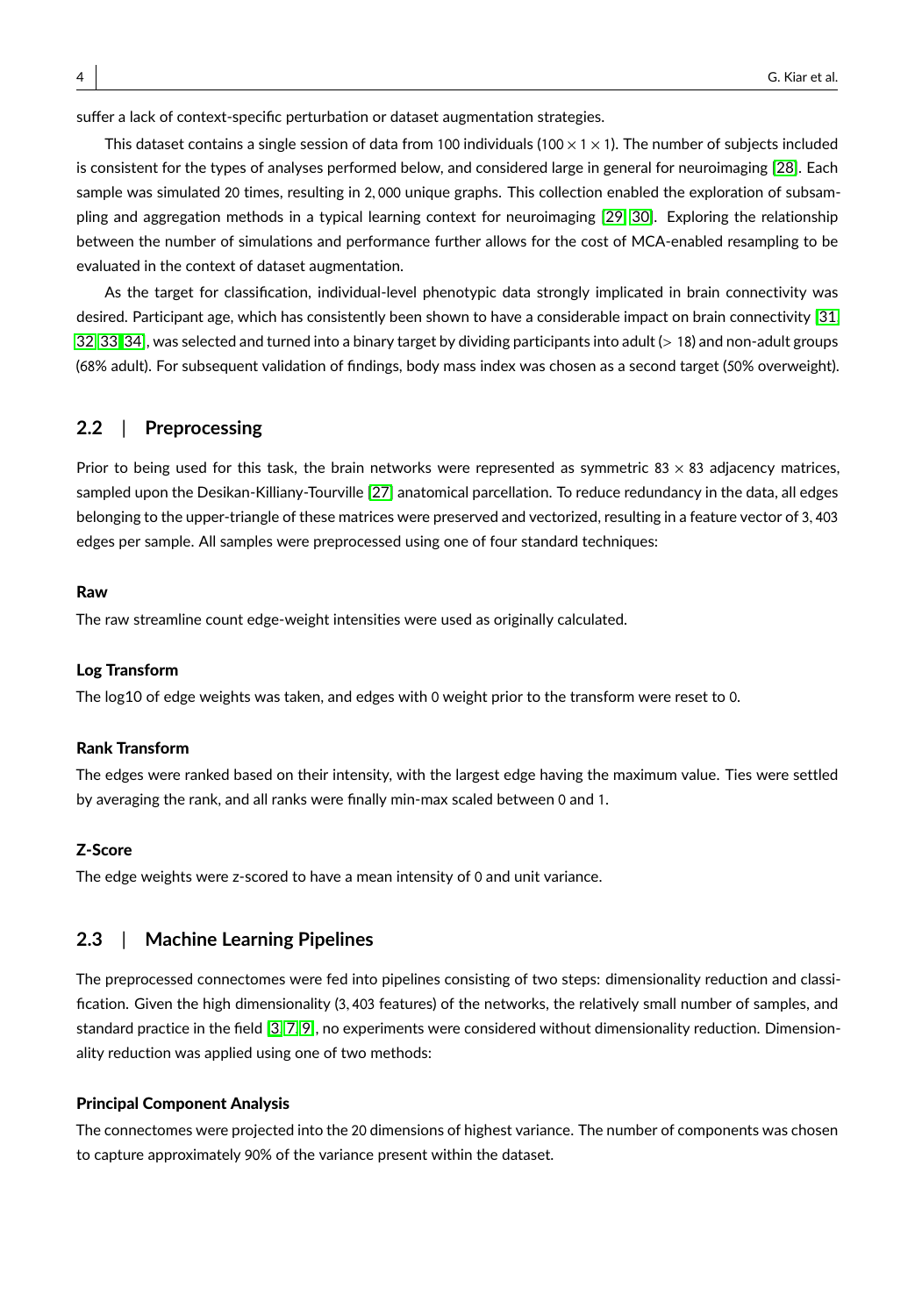suffer a lack of context-specific perturbation or dataset augmentation strategies.

This dataset contains a single session of data from 100 individuals ($100 \times 1 \times 1$). The number of subjects included is consistent for the types of analyses performed below, and considered large in general for neuroimaging [28]. Each sample was simulated 20 times, resulting in 2,000 unique graphs. This collection enabled the exploration of subsampling and aggregation methods in a typical learning context for neuroimaging [29, 30]. Exploring the relationship between the number of simulations and performance further allows for the cost of MCA-enabled resampling to be evaluated in the context of dataset augmentation.

As the target for classification, individual-level phenotypic data strongly implicated in brain connectivity was desired. Participant age, which has consistently been shown to have a considerable impact on brain connectivity [31, 32, 33, 34], was selected and turned into a binary target by dividing participants into adult ($> 18$) and non-adult groups (68% adult). For subsequent validation of findings, body mass index was chosen as a second target (50% overweight).

## 2.2 | Preprocessing

Prior to being used for this task, the brain networks were represented as symmetric $83 \times 83$ adjacency matrices, sampled upon the Desikan-Killiany-Tourville [27] anatomical parcellation. To reduce redundancy in the data, all edges belonging to the upper-triangle of these matrices were preserved and vectorized, resulting in a feature vector of 3,403 edges per sample. All samples were preprocessed using one of four standard techniques:

**Raw**

The raw streamline count edge-weight intensities were used as originally calculated.

**Log Transform**

The log10 of edge weights was taken, and edges with 0 weight prior to the transform were reset to 0.

**Rank Transform**

The edges were ranked based on their intensity, with the largest edge having the maximum value. Ties were settled by averaging the rank, and all ranks were finally min-max scaled between 0 and 1.

**Z-Score**

The edge weights were z-scored to have a mean intensity of 0 and unit variance.

## 2.3 | Machine Learning Pipelines

The preprocessed connectomes were fed into pipelines consisting of two steps: dimensionality reduction and classification. Given the high dimensionality (3,403 features) of the networks, the relatively small number of samples, and standard practice in the field [3, 7, 9], no experiments were considered without dimensionality reduction. Dimensionality reduction was applied using one of two methods:

**Principal Component Analysis**

The connectomes were projected into the 20 dimensions of highest variance. The number of components was chosen to capture approximately 90% of the variance present within the dataset.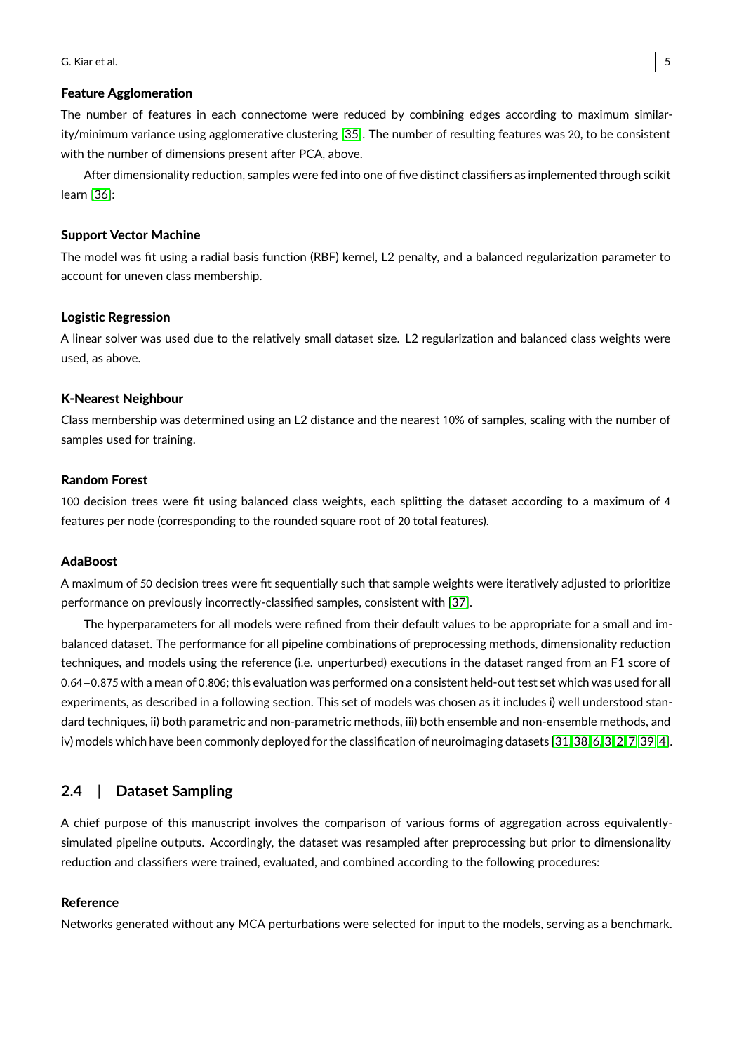#### Feature Agglomeration

The number of features in each connectome were reduced by combining edges according to maximum similarity/minimum variance using agglomerative clustering [35]. The number of resulting features was 20, to be consistent with the number of dimensions present after PCA, above.

After dimensionality reduction, samples were fed into one of five distinct classifiers as implemented through scikit learn [36]:

#### Support Vector Machine

The model was fit using a radial basis function (RBF) kernel, L2 penalty, and a balanced regularization parameter to account for uneven class membership.

#### Logistic Regression

A linear solver was used due to the relatively small dataset size. L2 regularization and balanced class weights were used, as above.

#### K-Nearest Neighbour

Class membership was determined using an L2 distance and the nearest 10% of samples, scaling with the number of samples used for training.

#### Random Forest

100 decision trees were fit using balanced class weights, each splitting the dataset according to a maximum of 4 features per node (corresponding to the rounded square root of 20 total features).

#### AdaBoost

A maximum of 50 decision trees were fit sequentially such that sample weights were iteratively adjusted to prioritize performance on previously incorrectly-classified samples, consistent with [37].

The hyperparameters for all models were refined from their default values to be appropriate for a small and imbalanced dataset. The performance for all pipeline combinations of preprocessing methods, dimensionality reduction techniques, and models using the reference (i.e. unperturbed) executions in the dataset ranged from an F1 score of $0.64-0.875$ with a mean of 0.806; this evaluation was performed on a consistent held-out test set which was used for all experiments, as described in a following section. This set of models was chosen as it includes i) well understood standard techniques, ii) both parametric and non-parametric methods, iii) both ensemble and non-ensemble methods, and iv) models which have been commonly deployed for the classification of neuroimaging datasets [31, 38, 6, 3, 2, 7, 39, 4].

## 2.4 | Dataset Sampling

A chief purpose of this manuscript involves the comparison of various forms of aggregation across equivalently-simulated pipeline outputs. Accordingly, the dataset was resampled after preprocessing but prior to dimensionality reduction and classifiers were trained, evaluated, and combined according to the following procedures:

#### Reference

Networks generated without any MCA perturbations were selected for input to the models, serving as a benchmark.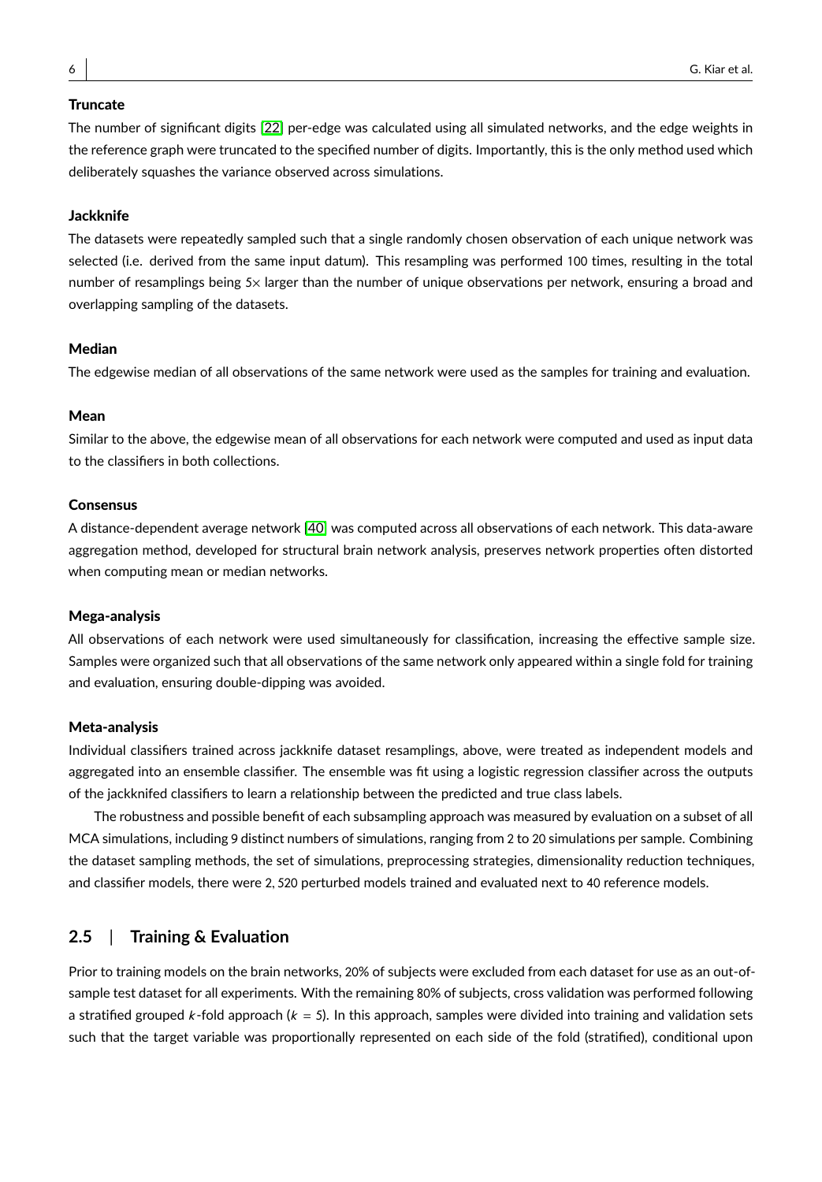#### Truncate

The number of significant digits [22] per-edge was calculated using all simulated networks, and the edge weights in the reference graph were truncated to the specified number of digits. Importantly, this is the only method used which deliberately squashes the variance observed across simulations.

#### Jackknife

The datasets were repeatedly sampled such that a single randomly chosen observation of each unique network was selected (i.e. derived from the same input datum). This resampling was performed 100 times, resulting in the total number of resamplings being 5× larger than the number of unique observations per network, ensuring a broad and overlapping sampling of the datasets.

#### Median

The edgewise median of all observations of the same network were used as the samples for training and evaluation.

#### Mean

Similar to the above, the edgewise mean of all observations for each network were computed and used as input data to the classifiers in both collections.

#### Consensus

A distance-dependent average network [40] was computed across all observations of each network. This data-aware aggregation method, developed for structural brain network analysis, preserves network properties often distorted when computing mean or median networks.

#### Mega-analysis

All observations of each network were used simultaneously for classification, increasing the effective sample size. Samples were organized such that all observations of the same network only appeared within a single fold for training and evaluation, ensuring double-dipping was avoided.

#### Meta-analysis

Individual classifiers trained across jackknife dataset resamplings, above, were treated as independent models and aggregated into an ensemble classifier. The ensemble was fit using a logistic regression classifier across the outputs of the jackknifed classifiers to learn a relationship between the predicted and true class labels.

The robustness and possible benefit of each subsampling approach was measured by evaluation on a subset of all MCA simulations, including 9 distinct numbers of simulations, ranging from 2 to 20 simulations per sample. Combining the dataset sampling methods, the set of simulations, preprocessing strategies, dimensionality reduction techniques, and classifier models, there were 2,520 perturbed models trained and evaluated next to 40 reference models.

## 2.5 | Training & Evaluation

Prior to training models on the brain networks, 20% of subjects were excluded from each dataset for use as an out-of-sample test dataset for all experiments. With the remaining 80% of subjects, cross validation was performed following a stratified grouped $k$-fold approach ($k = 5$). In this approach, samples were divided into training and validation sets such that the target variable was proportionally represented on each side of the fold (stratified), conditional upon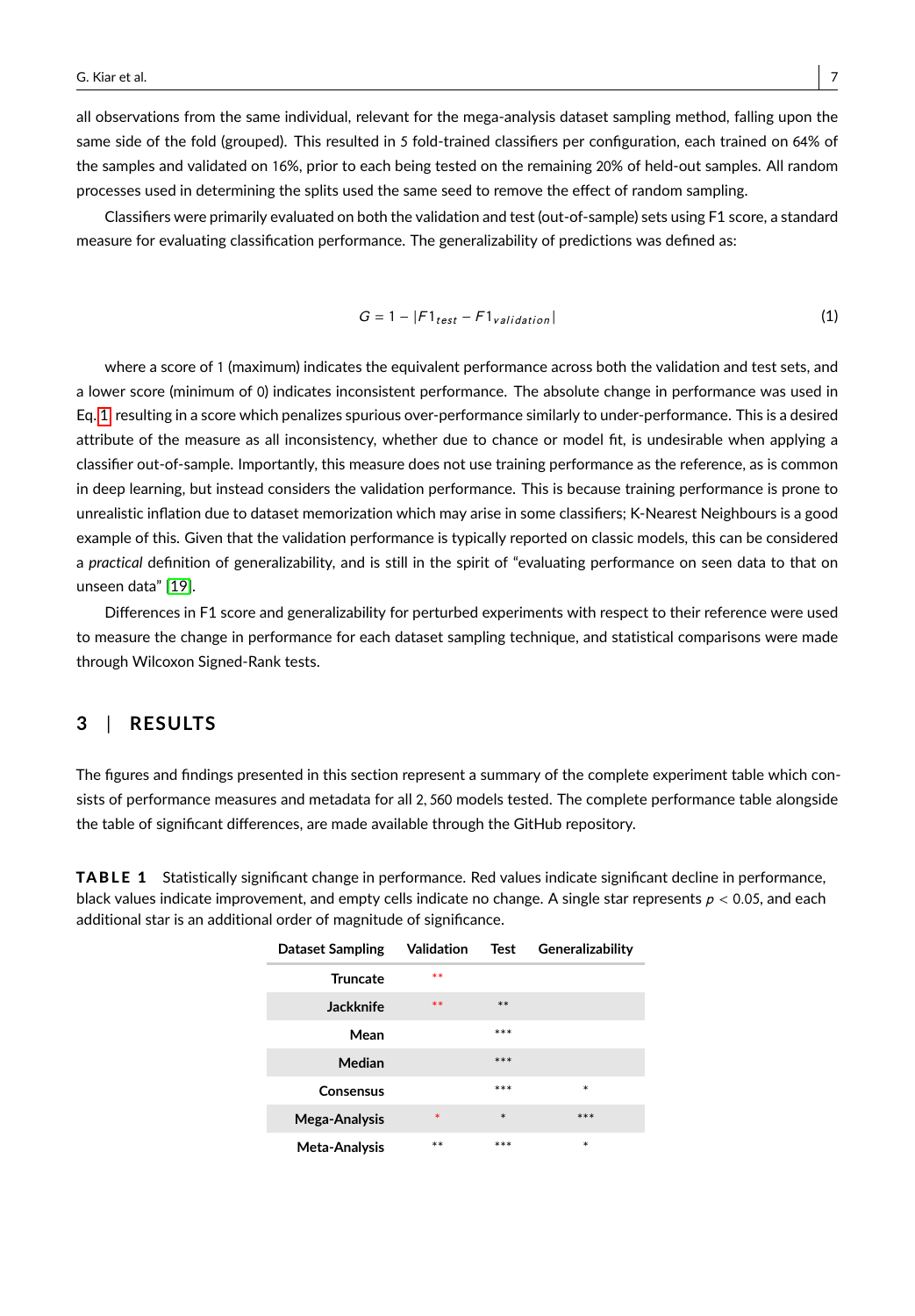all observations from the same individual, relevant for the mega-analysis dataset sampling method, falling upon the same side of the fold (grouped). This resulted in 5 fold-trained classifiers per configuration, each trained on 64% of the samples and validated on 16%, prior to each being tested on the remaining 20% of held-out samples. All random processes used in determining the splits used the same seed to remove the effect of random sampling.

Classifiers were primarily evaluated on both the validation and test (out-of-sample) sets using F1 score, a standard measure for evaluating classification performance. The generalizability of predictions was defined as:

$$G = 1 - |F1_{test} - F1_{validation}| \tag{1}$$

where a score of 1 (maximum) indicates the equivalent performance across both the validation and test sets, and a lower score (minimum of 0) indicates inconsistent performance. The absolute change in performance was used in Eq. 1 resulting in a score which penalizes spurious over-performance similarly to under-performance. This is a desired attribute of the measure as all inconsistency, whether due to chance or model fit, is undesirable when applying a classifier out-of-sample. Importantly, this measure does not use training performance as the reference, as is common in deep learning, but instead considers the validation performance. This is because training performance is prone to unrealistic inflation due to dataset memorization which may arise in some classifiers; K-Nearest Neighbours is a good example of this. Given that the validation performance is typically reported on classic models, this can be considered a *practical* definition of generalizability, and is still in the spirit of "evaluating performance on seen data to that on unseen data" [19].

Differences in F1 score and generalizability for perturbed experiments with respect to their reference were used to measure the change in performance for each dataset sampling technique, and statistical comparisons were made through Wilcoxon Signed-Rank tests.

## 3 | RESULTS

The figures and findings presented in this section represent a summary of the complete experiment table which consists of performance measures and metadata for all 2,560 models tested. The complete performance table alongside the table of significant differences, are made available through the GitHub repository.

**TABLE 1** Statistically significant change in performance. Red values indicate significant decline in performance, black values indicate improvement, and empty cells indicate no change. A single star represents $p < 0.05$, and each additional star is an additional order of magnitude of significance.

| Dataset Sampling | Validation | Test | Generalizability |
|---|---|---|---|
| Truncate | ** (red) | | |
| Jackknife | ** (red) | ** | |
| Mean | | *** | |
| Median | | *** | |
| Consensus | | *** | * |
| Mega-Analysis | * (red) | * | *** |
| Meta-Analysis | ** | *** | * |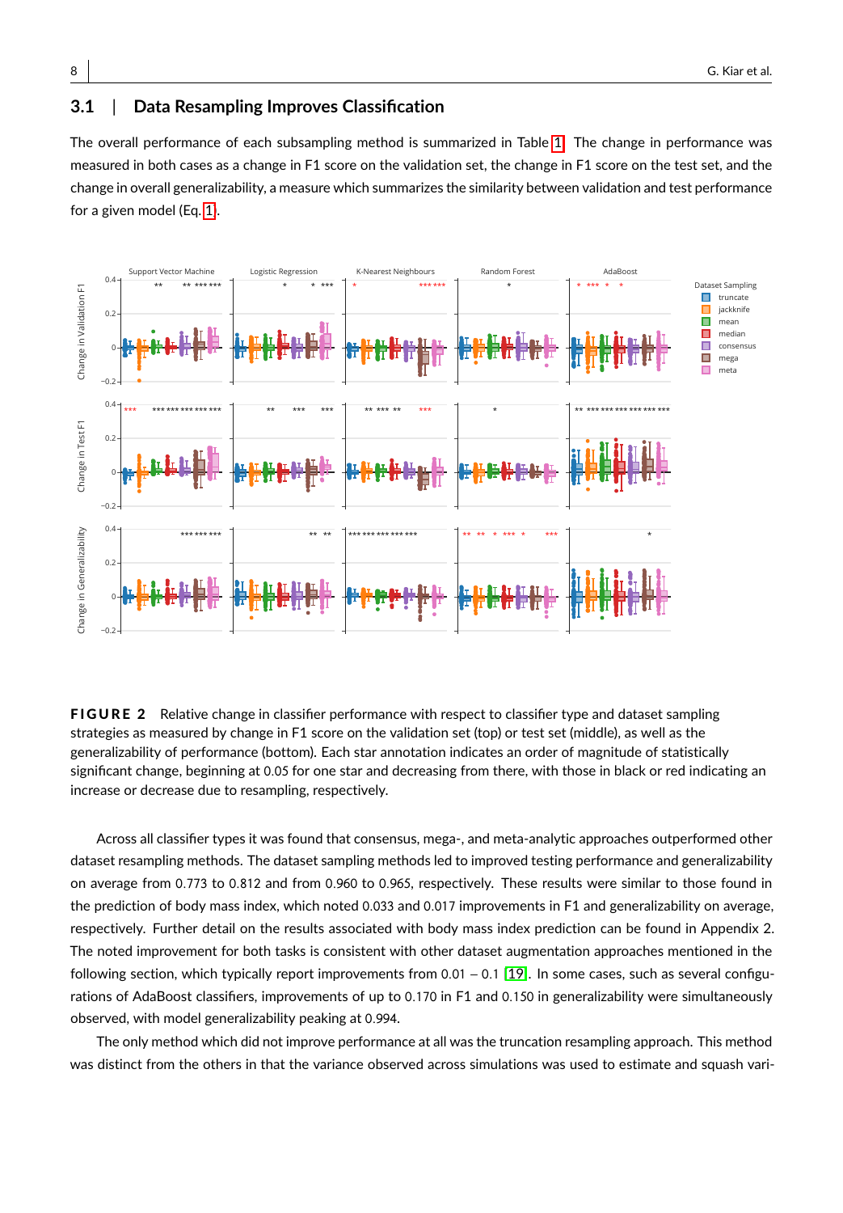## 3.1 | Data Resampling Improves Classification

The overall performance of each subsampling method is summarized in Table 1. The change in performance was measured in both cases as a change in F1 score on the validation set, the change in F1 score on the test set, and the change in overall generalizability, a measure which summarizes the similarity between validation and test performance for a given model (Eq. 1).

**FIGURE 2** Relative change in classifier performance with respect to classifier type and dataset sampling strategies as measured by change in F1 score on the validation set (top) or test set (middle), as well as the generalizability of performance (bottom). Each star annotation indicates an order of magnitude of statistically significant change, beginning at 0.05 for one star and decreasing from there, with those in black or red indicating an increase or decrease due to resampling, respectively.

Across all classifier types it was found that consensus, mega-, and meta-analytic approaches outperformed other dataset resampling methods. The dataset sampling methods led to improved testing performance and generalizability on average from 0.773 to 0.812 and from 0.960 to 0.965, respectively. These results were similar to those found in the prediction of body mass index, which noted 0.033 and 0.017 improvements in F1 and generalizability on average, respectively. Further detail on the results associated with body mass index prediction can be found in Appendix 2. The noted improvement for both tasks is consistent with other dataset augmentation approaches mentioned in the following section, which typically report improvements from 0.01 – 0.1 [19]. In some cases, such as several configurations of AdaBoost classifiers, improvements of up to 0.170 in F1 and 0.150 in generalizability were simultaneously observed, with model generalizability peaking at 0.994.

The only method which did not improve performance at all was the truncation resampling approach. This method was distinct from the others in that the variance observed across simulations was used to estimate and squash vari-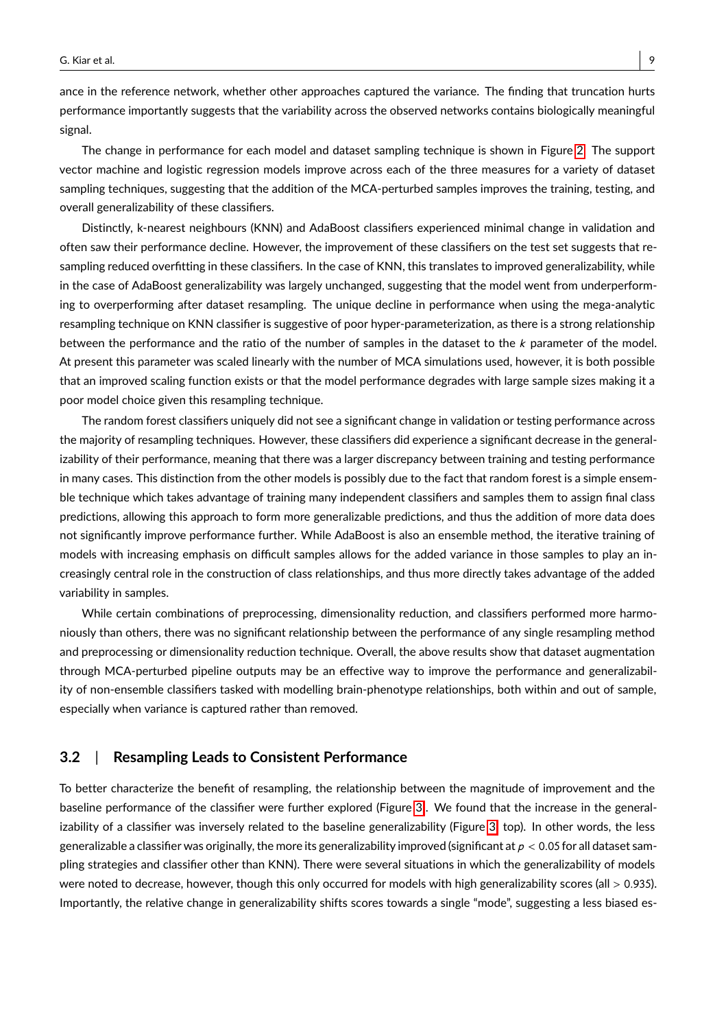ance in the reference network, whether other approaches captured the variance. The finding that truncation hurts performance importantly suggests that the variability across the observed networks contains biologically meaningful signal.

The change in performance for each model and dataset sampling technique is shown in Figure 2. The support vector machine and logistic regression models improve across each of the three measures for a variety of dataset sampling techniques, suggesting that the addition of the MCA-perturbed samples improves the training, testing, and overall generalizability of these classifiers.

Distinctly, k-nearest neighbours (KNN) and AdaBoost classifiers experienced minimal change in validation and often saw their performance decline. However, the improvement of these classifiers on the test set suggests that resampling reduced overfitting in these classifiers. In the case of KNN, this translates to improved generalizability, while in the case of AdaBoost generalizability was largely unchanged, suggesting that the model went from underperforming to overperforming after dataset resampling. The unique decline in performance when using the mega-analytic resampling technique on KNN classifier is suggestive of poor hyper-parameterization, as there is a strong relationship between the performance and the ratio of the number of samples in the dataset to the $k$ parameter of the model. At present this parameter was scaled linearly with the number of MCA simulations used, however, it is both possible that an improved scaling function exists or that the model performance degrades with large sample sizes making it a poor model choice given this resampling technique.

The random forest classifiers uniquely did not see a significant change in validation or testing performance across the majority of resampling techniques. However, these classifiers did experience a significant decrease in the generalizability of their performance, meaning that there was a larger discrepancy between training and testing performance in many cases. This distinction from the other models is possibly due to the fact that random forest is a simple ensemble technique which takes advantage of training many independent classifiers and samples them to assign final class predictions, allowing this approach to form more generalizable predictions, and thus the addition of more data does not significantly improve performance further. While AdaBoost is also an ensemble method, the iterative training of models with increasing emphasis on difficult samples allows for the added variance in those samples to play an increasingly central role in the construction of class relationships, and thus more directly takes advantage of the added variability in samples.

While certain combinations of preprocessing, dimensionality reduction, and classifiers performed more harmoniously than others, there was no significant relationship between the performance of any single resampling method and preprocessing or dimensionality reduction technique. Overall, the above results show that dataset augmentation through MCA-perturbed pipeline outputs may be an effective way to improve the performance and generalizability of non-ensemble classifiers tasked with modelling brain-phenotype relationships, both within and out of sample, especially when variance is captured rather than removed.

### 3.2 | Resampling Leads to Consistent Performance

To better characterize the benefit of resampling, the relationship between the magnitude of improvement and the baseline performance of the classifier were further explored (Figure 3). We found that the increase in the generalizability of a classifier was inversely related to the baseline generalizability (Figure 3, top). In other words, the less generalizable a classifier was originally, the more its generalizability improved (significant at $p < 0.05$ for all dataset sampling strategies and classifier other than KNN). There were several situations in which the generalizability of models were noted to decrease, however, though this only occurred for models with high generalizability scores (all $> 0.935$). Importantly, the relative change in generalizability shifts scores towards a single "mode", suggesting a less biased es-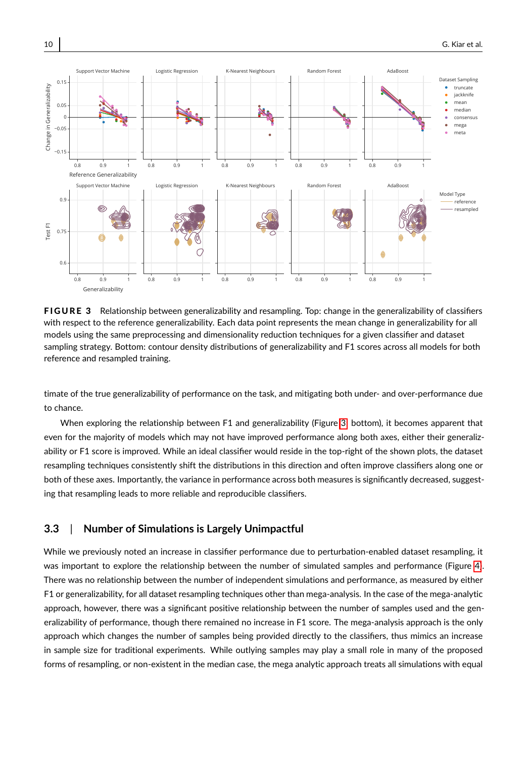**FIGURE 3** Relationship between generalizability and resampling. Top: change in the generalizability of classifiers with respect to the reference generalizability. Each data point represents the mean change in generalizability for all models using the same preprocessing and dimensionality reduction techniques for a given classifier and dataset sampling strategy. Bottom: contour density distributions of generalizability and F1 scores across all models for both reference and resampled training.

timate of the true generalizability of performance on the task, and mitigating both under- and over-performance due to chance.

When exploring the relationship between F1 and generalizability (Figure 3 bottom), it becomes apparent that even for the majority of models which may not have improved performance along both axes, either their generalizability or F1 score is improved. While an ideal classifier would reside in the top-right of the shown plots, the dataset resampling techniques consistently shift the distributions in this direction and often improve classifiers along one or both of these axes. Importantly, the variance in performance across both measures is significantly decreased, suggesting that resampling leads to more reliable and reproducible classifiers.

## 3.3 | Number of Simulations is Largely Unimpactful

While we previously noted an increase in classifier performance due to perturbation-enabled dataset resampling, it was important to explore the relationship between the number of simulated samples and performance (Figure 4). There was no relationship between the number of independent simulations and performance, as measured by either F1 or generalizability, for all dataset resampling techniques other than mega-analysis. In the case of the mega-analytic approach, however, there was a significant positive relationship between the number of samples used and the generalizability of performance, though there remained no increase in F1 score. The mega-analysis approach is the only approach which changes the number of samples being provided directly to the classifiers, thus mimics an increase in sample size for traditional experiments. While outlying samples may play a small role in many of the proposed forms of resampling, or non-existent in the median case, the mega analytic approach treats all simulations with equal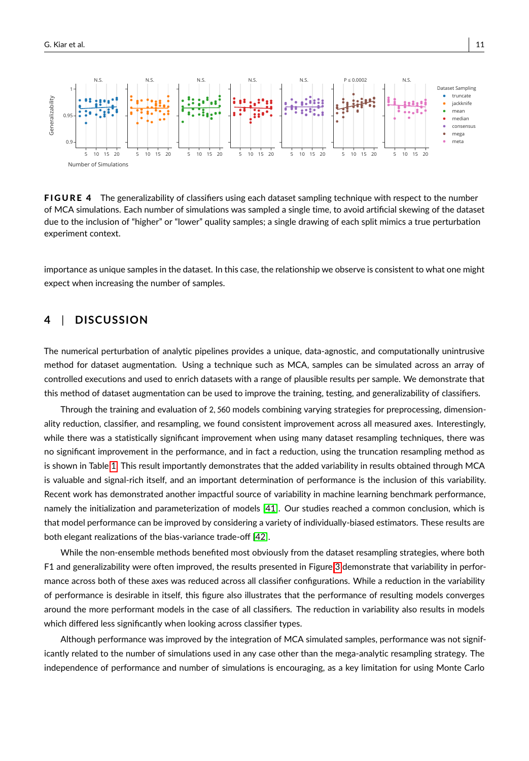**FIGURE 4** The generalizability of classifiers using each dataset sampling technique with respect to the number of MCA simulations. Each number of simulations was sampled a single time, to avoid artificial skewing of the dataset due to the inclusion of "higher" or "lower" quality samples; a single drawing of each split mimics a true perturbation experiment context.

importance as unique samples in the dataset. In this case, the relationship we observe is consistent to what one might expect when increasing the number of samples.

## 4 | DISCUSSION

The numerical perturbation of analytic pipelines provides a unique, data-agnostic, and computationally unintrusive method for dataset augmentation. Using a technique such as MCA, samples can be simulated across an array of controlled executions and used to enrich datasets with a range of plausible results per sample. We demonstrate that this method of dataset augmentation can be used to improve the training, testing, and generalizability of classifiers.

Through the training and evaluation of 2,560 models combining varying strategies for preprocessing, dimensionality reduction, classifier, and resampling, we found consistent improvement across all measured axes. Interestingly, while there was a statistically significant improvement when using many dataset resampling techniques, there was no significant improvement in the performance, and in fact a reduction, using the truncation resampling method as is shown in Table 1. This result importantly demonstrates that the added variability in results obtained through MCA is valuable and signal-rich itself, and an important determination of performance is the inclusion of this variability. Recent work has demonstrated another impactful source of variability in machine learning benchmark performance, namely the initialization and parameterization of models [41]. Our studies reached a common conclusion, which is that model performance can be improved by considering a variety of individually-biased estimators. These results are both elegant realizations of the bias-variance trade-off [42].

While the non-ensemble methods benefited most obviously from the dataset resampling strategies, where both F1 and generalizability were often improved, the results presented in Figure 3 demonstrate that variability in performance across both of these axes was reduced across all classifier configurations. While a reduction in the variability of performance is desirable in itself, this figure also illustrates that the performance of resulting models converges around the more performant models in the case of all classifiers. The reduction in variability also results in models which differed less significantly when looking across classifier types.

Although performance was improved by the integration of MCA simulated samples, performance was not significantly related to the number of simulations used in any case other than the mega-analytic resampling strategy. The independence of performance and number of simulations is encouraging, as a key limitation for using Monte Carlo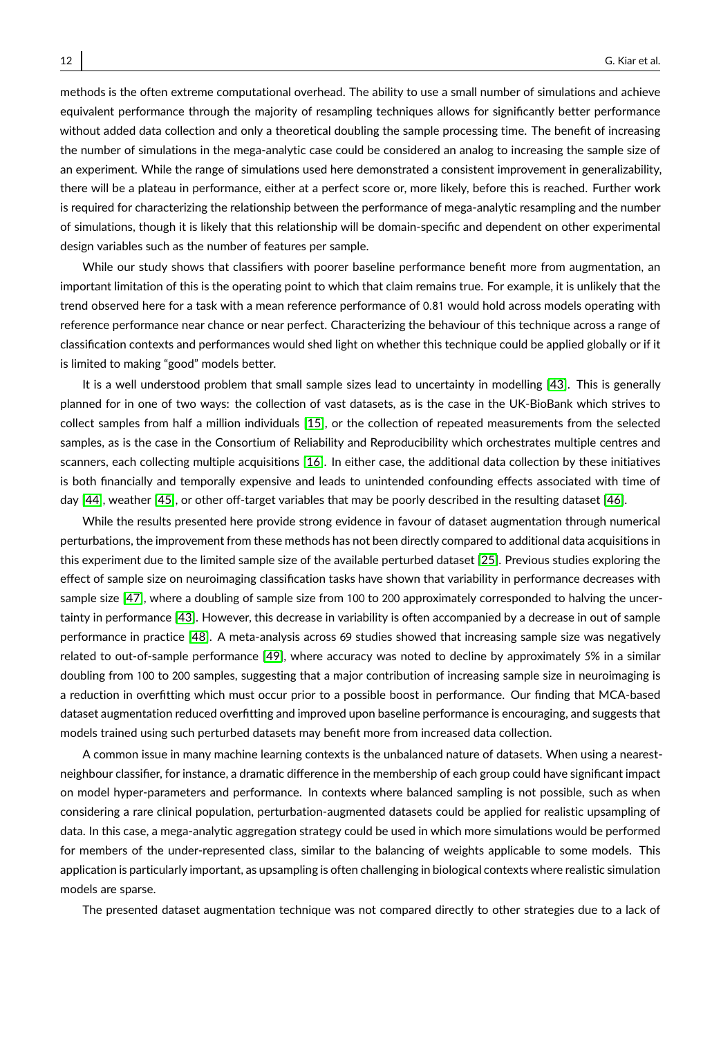methods is the often extreme computational overhead. The ability to use a small number of simulations and achieve equivalent performance through the majority of resampling techniques allows for significantly better performance without added data collection and only a theoretical doubling the sample processing time. The benefit of increasing the number of simulations in the mega-analytic case could be considered an analog to increasing the sample size of an experiment. While the range of simulations used here demonstrated a consistent improvement in generalizability, there will be a plateau in performance, either at a perfect score or, more likely, before this is reached. Further work is required for characterizing the relationship between the performance of mega-analytic resampling and the number of simulations, though it is likely that this relationship will be domain-specific and dependent on other experimental design variables such as the number of features per sample.

While our study shows that classifiers with poorer baseline performance benefit more from augmentation, an important limitation of this is the operating point to which that claim remains true. For example, it is unlikely that the trend observed here for a task with a mean reference performance of 0.81 would hold across models operating with reference performance near chance or near perfect. Characterizing the behaviour of this technique across a range of classification contexts and performances would shed light on whether this technique could be applied globally or if it is limited to making "good" models better.

It is a well understood problem that small sample sizes lead to uncertainty in modelling [43]. This is generally planned for in one of two ways: the collection of vast datasets, as is the case in the UK-BioBank which strives to collect samples from half a million individuals [15], or the collection of repeated measurements from the selected samples, as is the case in the Consortium of Reliability and Reproducibility which orchestrates multiple centres and scanners, each collecting multiple acquisitions [16]. In either case, the additional data collection by these initiatives is both financially and temporally expensive and leads to unintended confounding effects associated with time of day [44], weather [45], or other off-target variables that may be poorly described in the resulting dataset [46].

While the results presented here provide strong evidence in favour of dataset augmentation through numerical perturbations, the improvement from these methods has not been directly compared to additional data acquisitions in this experiment due to the limited sample size of the available perturbed dataset [25]. Previous studies exploring the effect of sample size on neuroimaging classification tasks have shown that variability in performance decreases with sample size [47], where a doubling of sample size from 100 to 200 approximately corresponded to halving the uncertainty in performance [43]. However, this decrease in variability is often accompanied by a decrease in out of sample performance in practice [48]. A meta-analysis across 69 studies showed that increasing sample size was negatively related to out-of-sample performance [49], where accuracy was noted to decline by approximately 5% in a similar doubling from 100 to 200 samples, suggesting that a major contribution of increasing sample size in neuroimaging is a reduction in overfitting which must occur prior to a possible boost in performance. Our finding that MCA-based dataset augmentation reduced overfitting and improved upon baseline performance is encouraging, and suggests that models trained using such perturbed datasets may benefit more from increased data collection.

A common issue in many machine learning contexts is the unbalanced nature of datasets. When using a nearest-neighbour classifier, for instance, a dramatic difference in the membership of each group could have significant impact on model hyper-parameters and performance. In contexts where balanced sampling is not possible, such as when considering a rare clinical population, perturbation-augmented datasets could be applied for realistic upsampling of data. In this case, a mega-analytic aggregation strategy could be used in which more simulations would be performed for members of the under-represented class, similar to the balancing of weights applicable to some models. This application is particularly important, as upsampling is often challenging in biological contexts where realistic simulation models are sparse.

The presented dataset augmentation technique was not compared directly to other strategies due to a lack of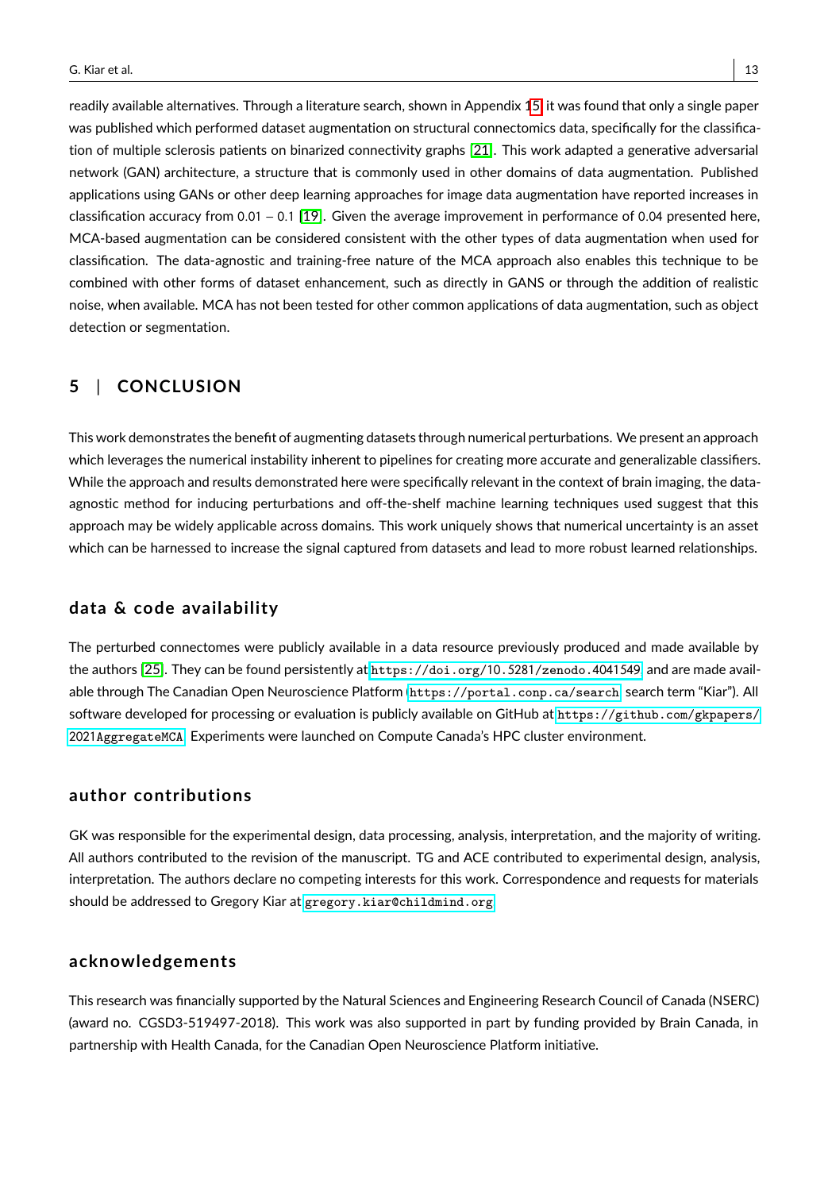readily available alternatives. Through a literature search, shown in Appendix 15, it was found that only a single paper was published which performed dataset augmentation on structural connectomics data, specifically for the classification of multiple sclerosis patients on binarized connectivity graphs [21]. This work adapted a generative adversarial network (GAN) architecture, a structure that is commonly used in other domains of data augmentation. Published applications using GANs or other deep learning approaches for image data augmentation have reported increases in classification accuracy from 0.01 – 0.1 [19]. Given the average improvement in performance of 0.04 presented here, MCA-based augmentation can be considered consistent with the other types of data augmentation when used for classification. The data-agnostic and training-free nature of the MCA approach also enables this technique to be combined with other forms of dataset enhancement, such as directly in GANS or through the addition of realistic noise, when available. MCA has not been tested for other common applications of data augmentation, such as object detection or segmentation.

## 5 | CONCLUSION

This work demonstrates the benefit of augmenting datasets through numerical perturbations. We present an approach which leverages the numerical instability inherent to pipelines for creating more accurate and generalizable classifiers. While the approach and results demonstrated here were specifically relevant in the context of brain imaging, the data-agnostic method for inducing perturbations and off-the-shelf machine learning techniques used suggest that this approach may be widely applicable across domains. This work uniquely shows that numerical uncertainty is an asset which can be harnessed to increase the signal captured from datasets and lead to more robust learned relationships.

### data & code availability

The perturbed connectomes were publicly available in a data resource previously produced and made available by the authors [25]. They can be found persistently at `https://doi.org/10.5281/zenodo.4041549` and are made available through The Canadian Open Neuroscience Platform (`https://portal.conp.ca/search`, search term "Kiar"). All software developed for processing or evaluation is publicly available on GitHub at `https://github.com/gkpapers/2021AggregateMCA`. Experiments were launched on Compute Canada's HPC cluster environment.

### author contributions

GK was responsible for the experimental design, data processing, analysis, interpretation, and the majority of writing. All authors contributed to the revision of the manuscript. TG and ACE contributed to experimental design, analysis, interpretation. The authors declare no competing interests for this work. Correspondence and requests for materials should be addressed to Gregory Kiar at `gregory.kiar@childmind.org`.

### acknowledgements

This research was financially supported by the Natural Sciences and Engineering Research Council of Canada (NSERC) (award no. CGSD3-519497-2018). This work was also supported in part by funding provided by Brain Canada, in partnership with Health Canada, for the Canadian Open Neuroscience Platform initiative.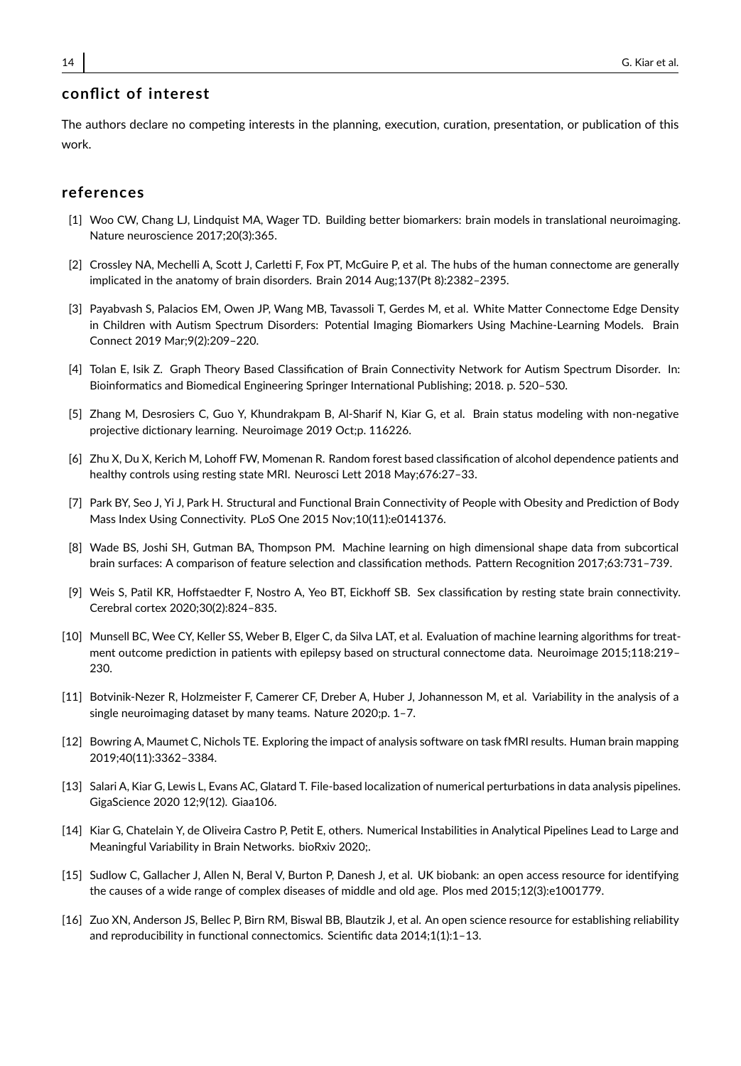## conflict of interest

The authors declare no competing interests in the planning, execution, curation, presentation, or publication of this work.

## references

[1] Woo CW, Chang LJ, Lindquist MA, Wager TD. Building better biomarkers: brain models in translational neuroimaging. Nature neuroscience 2017;20(3):365.

[2] Crossley NA, Mechelli A, Scott J, Carletti F, Fox PT, McGuire P, et al. The hubs of the human connectome are generally implicated in the anatomy of brain disorders. Brain 2014 Aug;137(Pt 8):2382–2395.

[3] Payabvash S, Palacios EM, Owen JP, Wang MB, Tavassoli T, Gerdes M, et al. White Matter Connectome Edge Density in Children with Autism Spectrum Disorders: Potential Imaging Biomarkers Using Machine-Learning Models. Brain Connect 2019 Mar;9(2):209–220.

[4] Tolan E, Isik Z. Graph Theory Based Classification of Brain Connectivity Network for Autism Spectrum Disorder. In: Bioinformatics and Biomedical Engineering Springer International Publishing; 2018. p. 520–530.

[5] Zhang M, Desrosiers C, Guo Y, Khundrakpam B, Al-Sharif N, Kiar G, et al. Brain status modeling with non-negative projective dictionary learning. Neuroimage 2019 Oct;p. 116226.

[6] Zhu X, Du X, Kerich M, Lohoff FW, Momenan R. Random forest based classification of alcohol dependence patients and healthy controls using resting state MRI. Neurosci Lett 2018 May;676:27–33.

[7] Park BY, Seo J, Yi J, Park H. Structural and Functional Brain Connectivity of People with Obesity and Prediction of Body Mass Index Using Connectivity. PLoS One 2015 Nov;10(11):e0141376.

[8] Wade BS, Joshi SH, Gutman BA, Thompson PM. Machine learning on high dimensional shape data from subcortical brain surfaces: A comparison of feature selection and classification methods. Pattern Recognition 2017;63:731–739.

[9] Weis S, Patil KR, Hoffstaedter F, Nostro A, Yeo BT, Eickhoff SB. Sex classification by resting state brain connectivity. Cerebral cortex 2020;30(2):824–835.

[10] Munsell BC, Wee CY, Keller SS, Weber B, Elger C, da Silva LAT, et al. Evaluation of machine learning algorithms for treatment outcome prediction in patients with epilepsy based on structural connectome data. Neuroimage 2015;118:219–230.

[11] Botvinik-Nezer R, Holzmeister F, Camerer CF, Dreber A, Huber J, Johannesson M, et al. Variability in the analysis of a single neuroimaging dataset by many teams. Nature 2020;p. 1–7.

[12] Bowring A, Maumet C, Nichols TE. Exploring the impact of analysis software on task fMRI results. Human brain mapping 2019;40(11):3362–3384.

[13] Salari A, Kiar G, Lewis L, Evans AC, Glatard T. File-based localization of numerical perturbations in data analysis pipelines. GigaScience 2020 12;9(12). Giaa106.

[14] Kiar G, Chatelain Y, de Oliveira Castro P, Petit E, others. Numerical Instabilities in Analytical Pipelines Lead to Large and Meaningful Variability in Brain Networks. bioRxiv 2020;.

[15] Sudlow C, Gallacher J, Allen N, Beral V, Burton P, Danesh J, et al. UK biobank: an open access resource for identifying the causes of a wide range of complex diseases of middle and old age. Plos med 2015;12(3):e1001779.

[16] Zuo XN, Anderson JS, Bellec P, Birn RM, Biswal BB, Blautzik J, et al. An open science resource for establishing reliability and reproducibility in functional connectomics. Scientific data 2014;1(1):1–13.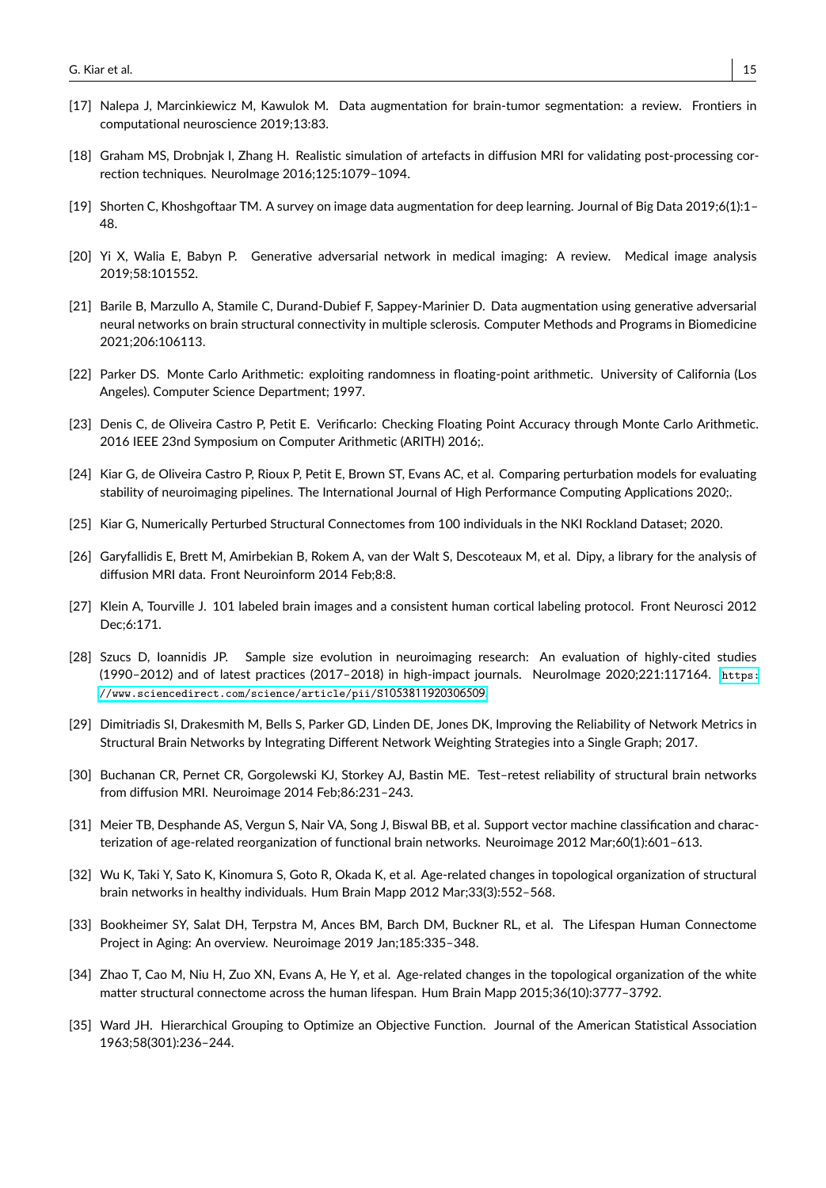[17] Nalepa J, Marcinkiewicz M, Kawulok M. Data augmentation for brain-tumor segmentation: a review. Frontiers in computational neuroscience 2019;13:83.

[18] Graham MS, Drobnjak I, Zhang H. Realistic simulation of artefacts in diffusion MRI for validating post-processing correction techniques. NeuroImage 2016;125:1079–1094.

[19] Shorten C, Khoshgoftaar TM. A survey on image data augmentation for deep learning. Journal of Big Data 2019;6(1):1–48.

[20] Yi X, Walia E, Babyn P. Generative adversarial network in medical imaging: A review. Medical image analysis 2019;58:101552.

[21] Barile B, Marzullo A, Stamile C, Durand-Dubief F, Sappey-Marinier D. Data augmentation using generative adversarial neural networks on brain structural connectivity in multiple sclerosis. Computer Methods and Programs in Biomedicine 2021;206:106113.

[22] Parker DS. Monte Carlo Arithmetic: exploiting randomness in floating-point arithmetic. University of California (Los Angeles). Computer Science Department; 1997.

[23] Denis C, de Oliveira Castro P, Petit E. Verificarlo: Checking Floating Point Accuracy through Monte Carlo Arithmetic. 2016 IEEE 23nd Symposium on Computer Arithmetic (ARITH) 2016;.

[24] Kiar G, de Oliveira Castro P, Rioux P, Petit E, Brown ST, Evans AC, et al. Comparing perturbation models for evaluating stability of neuroimaging pipelines. The International Journal of High Performance Computing Applications 2020;.

[25] Kiar G, Numerically Perturbed Structural Connectomes from 100 individuals in the NKI Rockland Dataset; 2020.

[26] Garyfallidis E, Brett M, Amirbekian B, Rokem A, van der Walt S, Descoteaux M, et al. Dipy, a library for the analysis of diffusion MRI data. Front Neuroinform 2014 Feb;8:8.

[27] Klein A, Tourville J. 101 labeled brain images and a consistent human cortical labeling protocol. Front Neurosci 2012 Dec;6:171.

[28] Szucs D, Ioannidis JP. Sample size evolution in neuroimaging research: An evaluation of highly-cited studies (1990–2012) and of latest practices (2017–2018) in high-impact journals. NeuroImage 2020;221:117164. https://www.sciencedirect.com/science/article/pii/S1053811920306509.

[29] Dimitriadis SI, Drakesmith M, Bells S, Parker GD, Linden DE, Jones DK, Improving the Reliability of Network Metrics in Structural Brain Networks by Integrating Different Network Weighting Strategies into a Single Graph; 2017.

[30] Buchanan CR, Pernet CR, Gorgolewski KJ, Storkey AJ, Bastin ME. Test–retest reliability of structural brain networks from diffusion MRI. Neuroimage 2014 Feb;86:231–243.

[31] Meier TB, Desphande AS, Vergun S, Nair VA, Song J, Biswal BB, et al. Support vector machine classification and characterization of age-related reorganization of functional brain networks. Neuroimage 2012 Mar;60(1):601–613.

[32] Wu K, Taki Y, Sato K, Kinomura S, Goto R, Okada K, et al. Age-related changes in topological organization of structural brain networks in healthy individuals. Hum Brain Mapp 2012 Mar;33(3):552–568.

[33] Bookheimer SY, Salat DH, Terpstra M, Ances BM, Barch DM, Buckner RL, et al. The Lifespan Human Connectome Project in Aging: An overview. Neuroimage 2019 Jan;185:335–348.

[34] Zhao T, Cao M, Niu H, Zuo XN, Evans A, He Y, et al. Age-related changes in the topological organization of the white matter structural connectome across the human lifespan. Hum Brain Mapp 2015;36(10):3777–3792.

[35] Ward JH. Hierarchical Grouping to Optimize an Objective Function. Journal of the American Statistical Association 1963;58(301):236–244.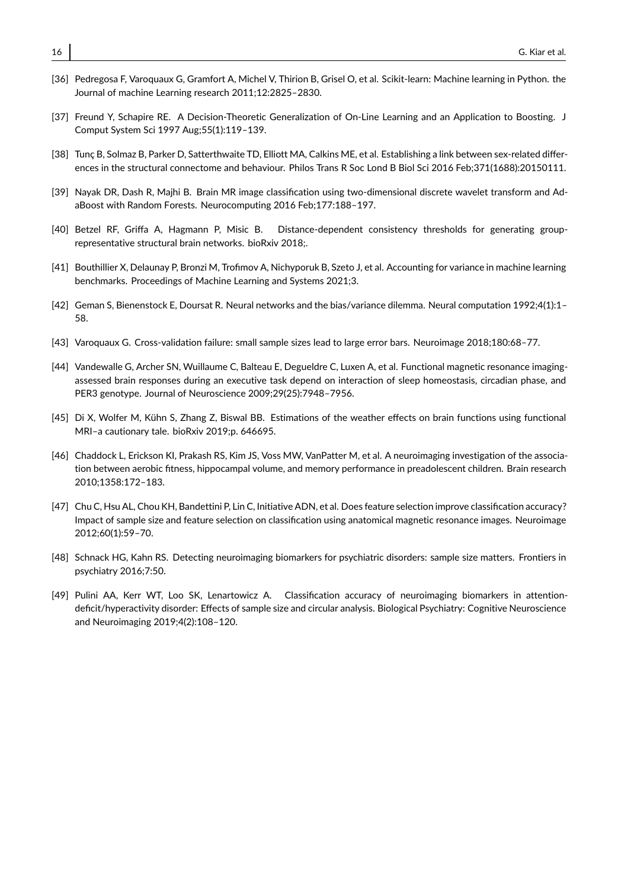[36] Pedregosa F, Varoquaux G, Gramfort A, Michel V, Thirion B, Grisel O, et al. Scikit-learn: Machine learning in Python. the Journal of machine Learning research 2011;12:2825–2830.

[37] Freund Y, Schapire RE. A Decision-Theoretic Generalization of On-Line Learning and an Application to Boosting. J Comput System Sci 1997 Aug;55(1):119–139.

[38] Tunç B, Solmaz B, Parker D, Satterthwaite TD, Elliott MA, Calkins ME, et al. Establishing a link between sex-related differences in the structural connectome and behaviour. Philos Trans R Soc Lond B Biol Sci 2016 Feb;371(1688):20150111.

[39] Nayak DR, Dash R, Majhi B. Brain MR image classification using two-dimensional discrete wavelet transform and AdaBoost with Random Forests. Neurocomputing 2016 Feb;177:188–197.

[40] Betzel RF, Griffa A, Hagmann P, Misic B. Distance-dependent consistency thresholds for generating group-representative structural brain networks. bioRxiv 2018;.

[41] Bouthillier X, Delaunay P, Bronzi M, Trofimov A, Nichyporuk B, Szeto J, et al. Accounting for variance in machine learning benchmarks. Proceedings of Machine Learning and Systems 2021;3.

[42] Geman S, Bienenstock E, Doursat R. Neural networks and the bias/variance dilemma. Neural computation 1992;4(1):1–58.

[43] Varoquaux G. Cross-validation failure: small sample sizes lead to large error bars. Neuroimage 2018;180:68–77.

[44] Vandewalle G, Archer SN, Wuillaume C, Balteau E, Degueldre C, Luxen A, et al. Functional magnetic resonance imaging-assessed brain responses during an executive task depend on interaction of sleep homeostasis, circadian phase, and PER3 genotype. Journal of Neuroscience 2009;29(25):7948–7956.

[45] Di X, Wolfer M, Kühn S, Zhang Z, Biswal BB. Estimations of the weather effects on brain functions using functional MRI–a cautionary tale. bioRxiv 2019;p. 646695.

[46] Chaddock L, Erickson KI, Prakash RS, Kim JS, Voss MW, VanPatter M, et al. A neuroimaging investigation of the association between aerobic fitness, hippocampal volume, and memory performance in preadolescent children. Brain research 2010;1358:172–183.

[47] Chu C, Hsu AL, Chou KH, Bandettini P, Lin C, Initiative ADN, et al. Does feature selection improve classification accuracy? Impact of sample size and feature selection on classification using anatomical magnetic resonance images. Neuroimage 2012;60(1):59–70.

[48] Schnack HG, Kahn RS. Detecting neuroimaging biomarkers for psychiatric disorders: sample size matters. Frontiers in psychiatry 2016;7:50.

[49] Pulini AA, Kerr WT, Loo SK, Lenartowicz A. Classification accuracy of neuroimaging biomarkers in attention-deficit/hyperactivity disorder: Effects of sample size and circular analysis. Biological Psychiatry: Cognitive Neuroscience and Neuroimaging 2019;4(2):108–120.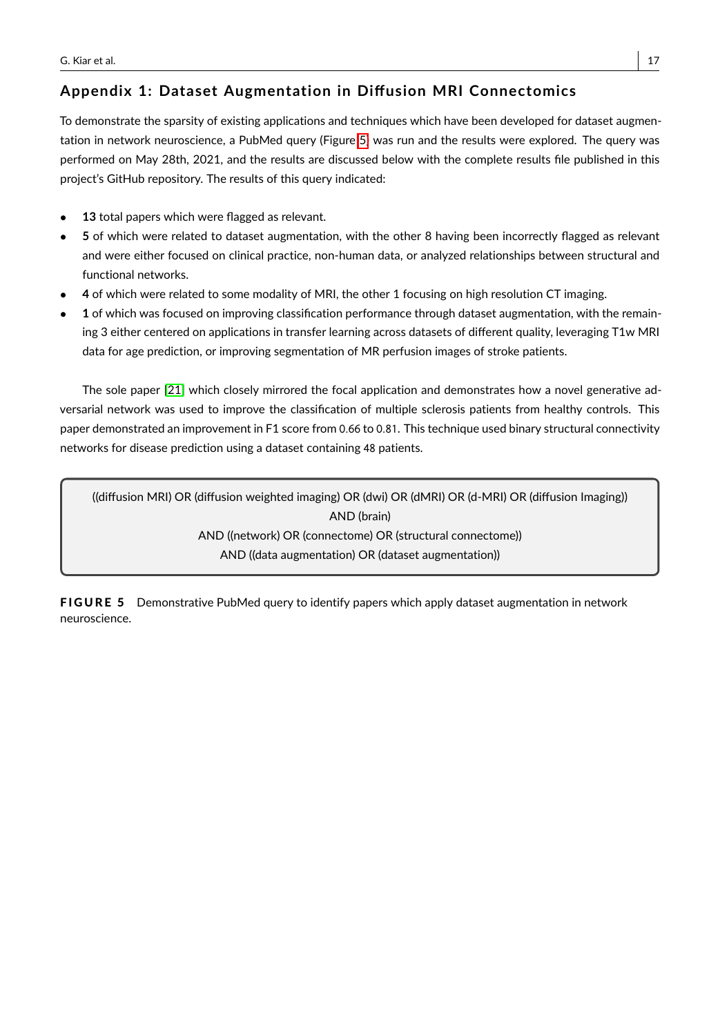## Appendix 1: Dataset Augmentation in Diffusion MRI Connectomics

To demonstrate the sparsity of existing applications and techniques which have been developed for dataset augmentation in network neuroscience, a PubMed query (Figure 5) was run and the results were explored. The query was performed on May 28th, 2021, and the results are discussed below with the complete results file published in this project's GitHub repository. The results of this query indicated:

- **13** total papers which were flagged as relevant.
- **5** of which were related to dataset augmentation, with the other 8 having been incorrectly flagged as relevant and were either focused on clinical practice, non-human data, or analyzed relationships between structural and functional networks.
- **4** of which were related to some modality of MRI, the other 1 focusing on high resolution CT imaging.
- **1** of which was focused on improving classification performance through dataset augmentation, with the remaining 3 either centered on applications in transfer learning across datasets of different quality, leveraging T1w MRI data for age prediction, or improving segmentation of MR perfusion images of stroke patients.

The sole paper [21] which closely mirrored the focal application and demonstrates how a novel generative adversarial network was used to improve the classification of multiple sclerosis patients from healthy controls. This paper demonstrated an improvement in F1 score from 0.66 to 0.81. This technique used binary structural connectivity networks for disease prediction using a dataset containing 48 patients.

```
((diffusion MRI) OR (diffusion weighted imaging) OR (dwi) OR (dMRI) OR (d-MRI) OR (diffusion Imaging))
AND (brain)
AND ((network) OR (connectome) OR (structural connectome))
AND ((data augmentation) OR (dataset augmentation))
```

**FIGURE 5** Demonstrative PubMed query to identify papers which apply dataset augmentation in network neuroscience.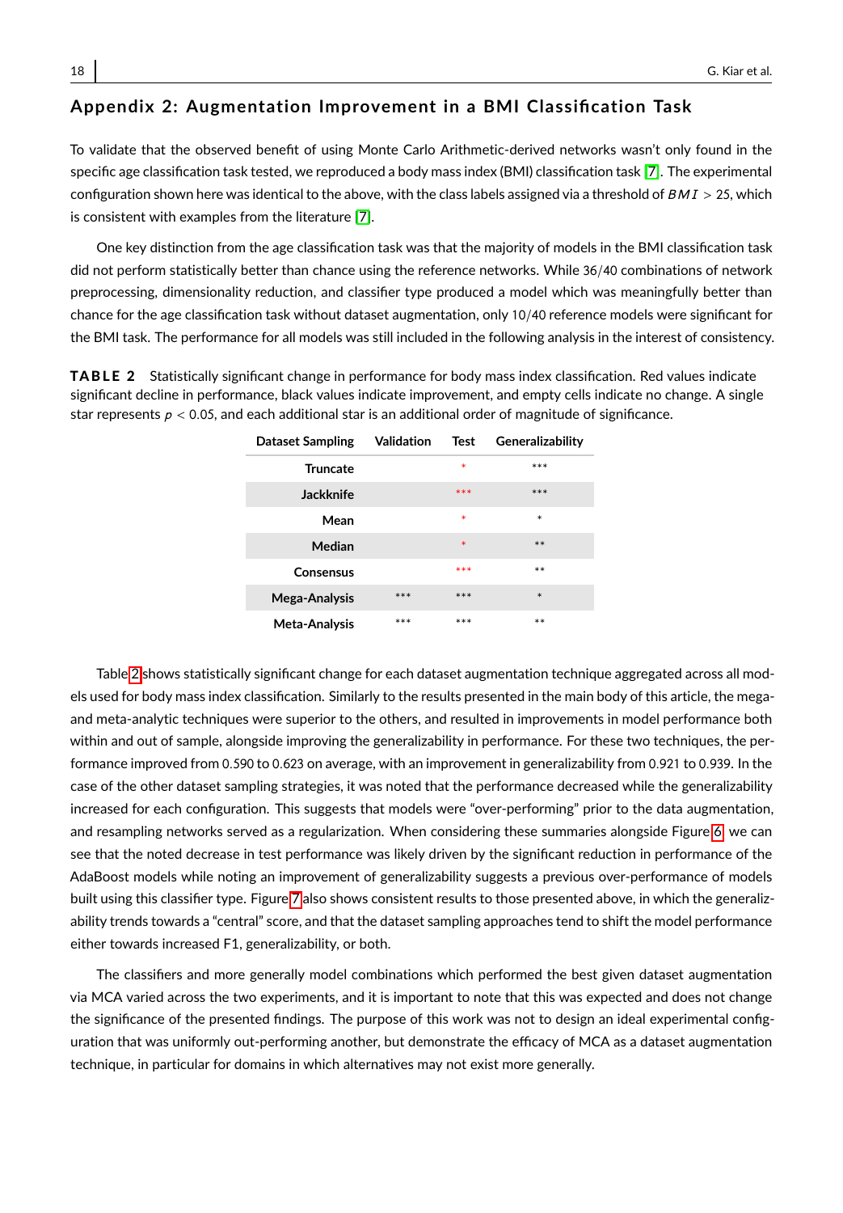## Appendix 2: Augmentation Improvement in a BMI Classification Task

To validate that the observed benefit of using Monte Carlo Arithmetic-derived networks wasn't only found in the specific age classification task tested, we reproduced a body mass index (BMI) classification task [7]. The experimental configuration shown here was identical to the above, with the class labels assigned via a threshold of $BMI > 25$, which is consistent with examples from the literature [7].

One key distinction from the age classification task was that the majority of models in the BMI classification task did not perform statistically better than chance using the reference networks. While 36/40 combinations of network preprocessing, dimensionality reduction, and classifier type produced a model which was meaningfully better than chance for the age classification task without dataset augmentation, only 10/40 reference models were significant for the BMI task. The performance for all models was still included in the following analysis in the interest of consistency.

**TABLE 2** Statistically significant change in performance for body mass index classification. Red values indicate significant decline in performance, black values indicate improvement, and empty cells indicate no change. A single star represents $p < 0.05$, and each additional star is an additional order of magnitude of significance.

| Dataset Sampling | Validation | Test | Generalizability |
|---|---|---|---|
| **Truncate** | | * | *** |
| **Jackknife** | | *** | *** |
| **Mean** | | * | * |
| **Median** | | * | ** |
| **Consensus** | | *** | ** |
| **Mega-Analysis** | *** | *** | * |
| **Meta-Analysis** | *** | *** | ** |

Table 2 shows statistically significant change for each dataset augmentation technique aggregated across all models used for body mass index classification. Similarly to the results presented in the main body of this article, the mega- and meta-analytic techniques were superior to the others, and resulted in improvements in model performance both within and out of sample, alongside improving the generalizability in performance. For these two techniques, the performance improved from 0.590 to 0.623 on average, with an improvement in generalizability from 0.921 to 0.939. In the case of the other dataset sampling strategies, it was noted that the performance decreased while the generalizability increased for each configuration. This suggests that models were "over-performing" prior to the data augmentation, and resampling networks served as a regularization. When considering these summaries alongside Figure 6, we can see that the noted decrease in test performance was likely driven by the significant reduction in performance of the AdaBoost models while noting an improvement of generalizability suggests a previous over-performance of models built using this classifier type. Figure 7 also shows consistent results to those presented above, in which the generalizability trends towards a "central" score, and that the dataset sampling approaches tend to shift the model performance either towards increased F1, generalizability, or both.

The classifiers and more generally model combinations which performed the best given dataset augmentation via MCA varied across the two experiments, and it is important to note that this was expected and does not change the significance of the presented findings. The purpose of this work was not to design an ideal experimental configuration that was uniformly out-performing another, but demonstrate the efficacy of MCA as a dataset augmentation technique, in particular for domains in which alternatives may not exist more generally.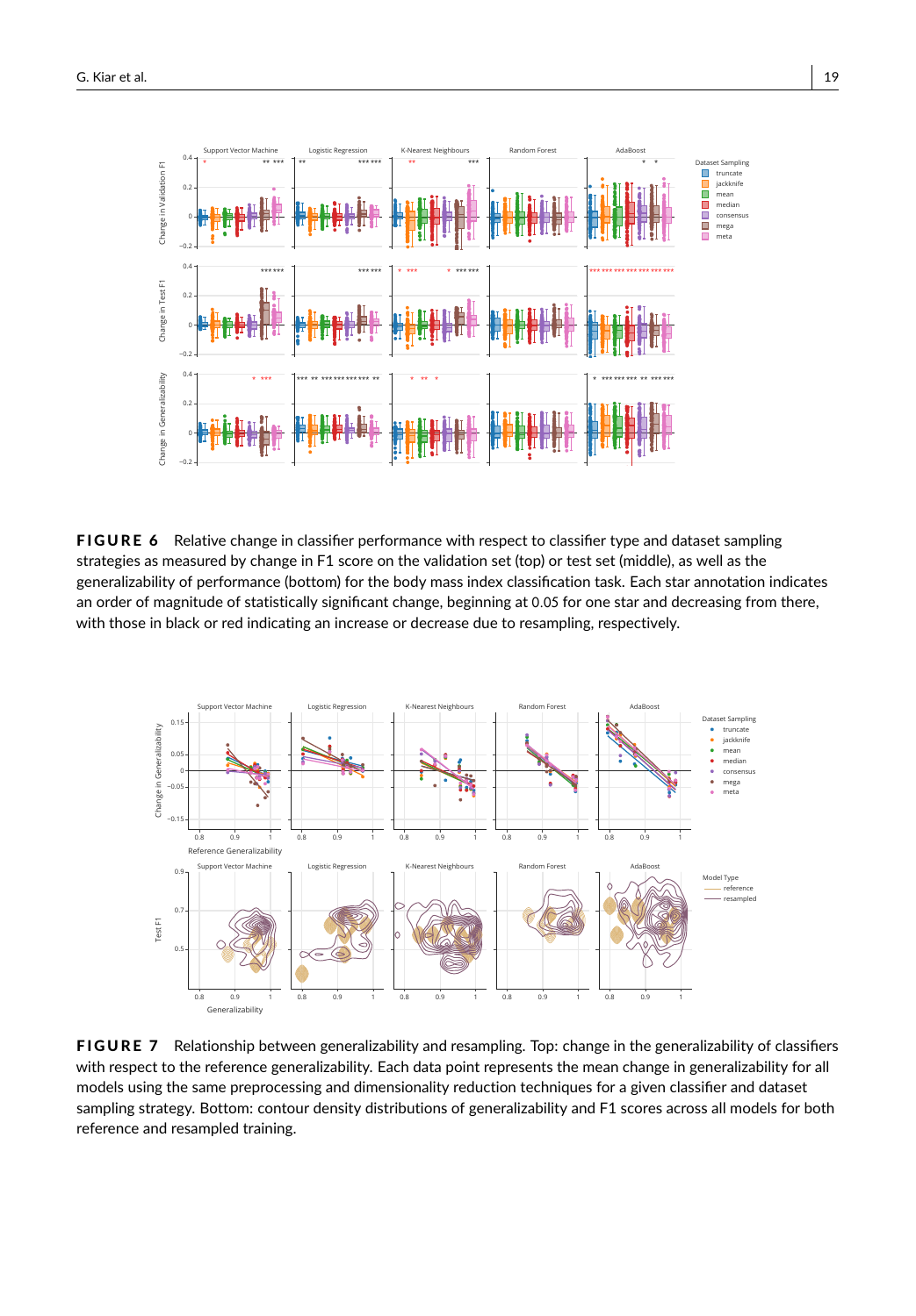**FIGURE 6** Relative change in classifier performance with respect to classifier type and dataset sampling strategies as measured by change in F1 score on the validation set (top) or test set (middle), as well as the generalizability of performance (bottom) for the body mass index classification task. Each star annotation indicates an order of magnitude of statistically significant change, beginning at 0.05 for one star and decreasing from there, with those in black or red indicating an increase or decrease due to resampling, respectively.

**FIGURE 7** Relationship between generalizability and resampling. Top: change in the generalizability of classifiers with respect to the reference generalizability. Each data point represents the mean change in generalizability for all models using the same preprocessing and dimensionality reduction techniques for a given classifier and dataset sampling strategy. Bottom: contour density distributions of generalizability and F1 scores across all models for both reference and resampled training.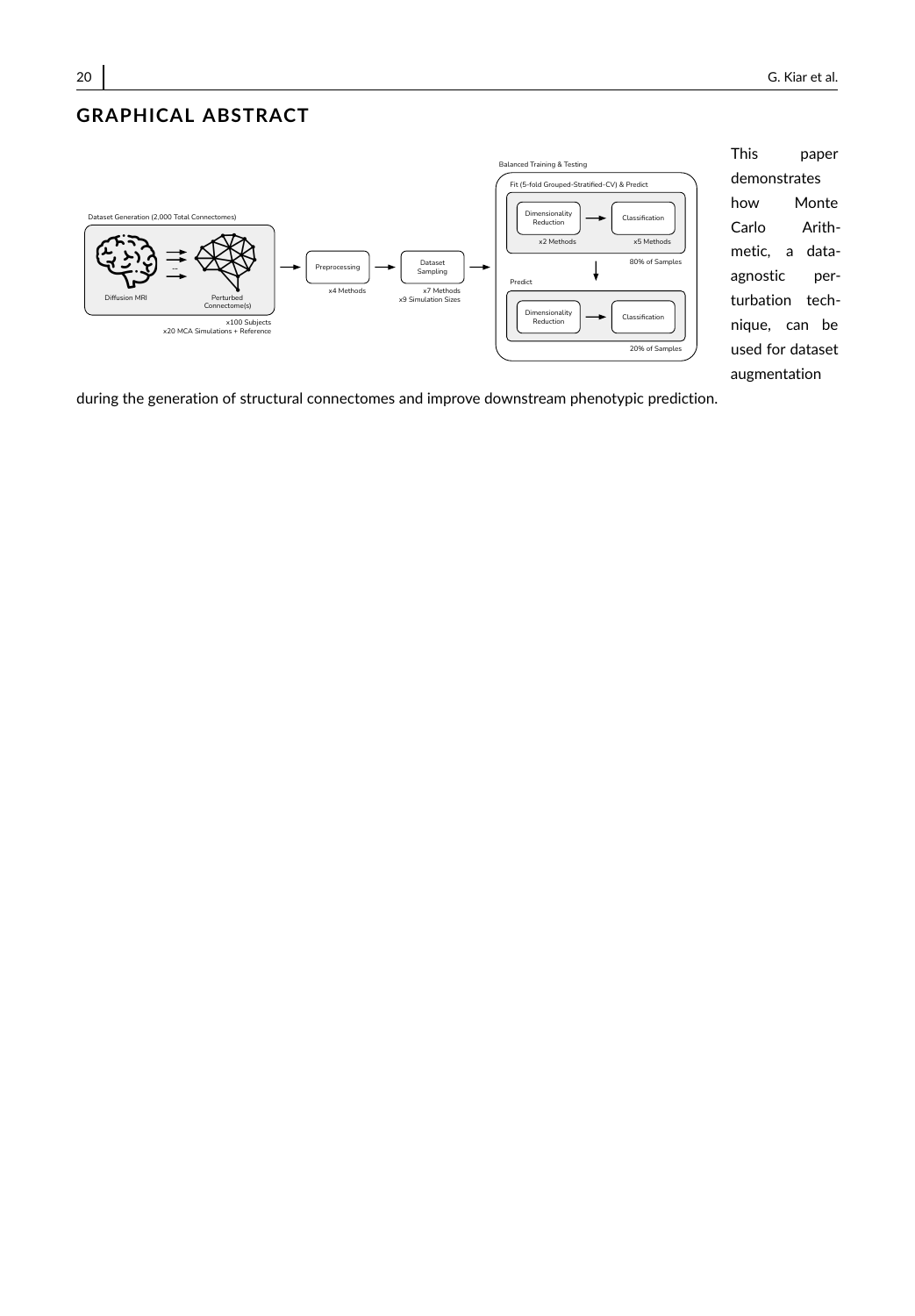## GRAPHICAL ABSTRACT

Dataset Generation (2,000 Total Connectomes)

Diffusion MRI

...

Perturbed Connectome(s)

x100 Subjects
x20 MCA Simulations + Reference

Preprocessing

x4 Methods

Dataset Sampling

x7 Methods
x9 Simulation Sizes

Balanced Training & Testing

Fit (5-fold Grouped-Stratified-CV) & Predict

Dimensionality Reduction

Classification

x2 Methods

x5 Methods

80% of Samples

Predict

Dimensionality Reduction

Classification

20% of Samples

This paper demonstrates how Monte Carlo Arithmetic, a data-agnostic perturbation technique, can be used for dataset augmentation during the generation of structural connectomes and improve downstream phenotypic prediction.